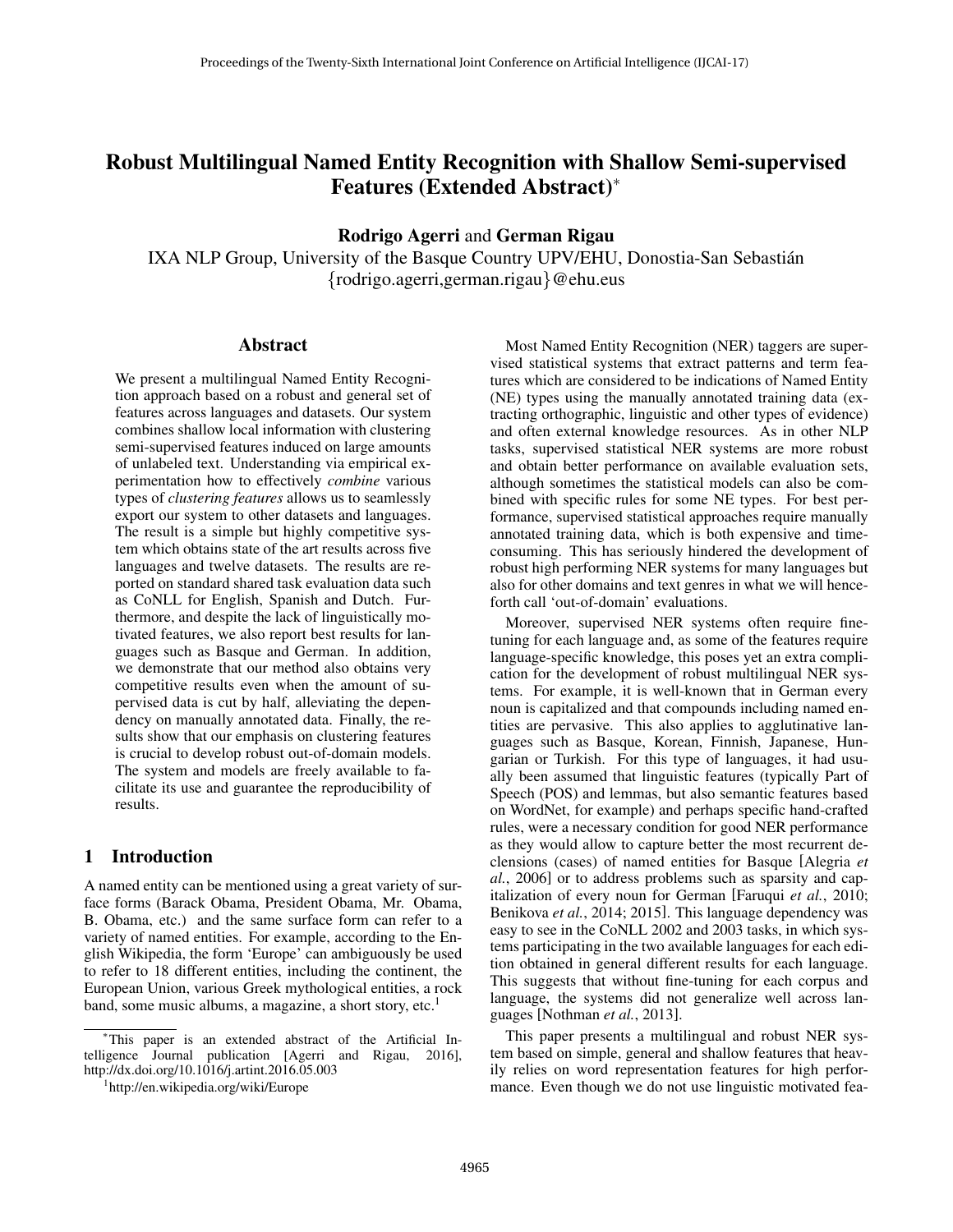# Robust Multilingual Named Entity Recognition with Shallow Semi-supervised Features (Extended Abstract)*

**Rodrigo Agerri** and **German Rigau**

IXA NLP Group, University of the Basque Country UPV/EHU, Donostia-San Sebastián
{rodrigo.agerri,german.rigau}@ehu.eus

## Abstract

We present a multilingual Named Entity Recognition approach based on a robust and general set of features across languages and datasets. Our system combines shallow local information with clustering semi-supervised features induced on large amounts of unlabeled text. Understanding via empirical experimentation how to effectively *combine* various types of *clustering features* allows us to seamlessly export our system to other datasets and languages. The result is a simple but highly competitive system which obtains state of the art results across five languages and twelve datasets. The results are reported on standard shared task evaluation data such as CoNLL for English, Spanish and Dutch. Furthermore, and despite the lack of linguistically motivated features, we also report best results for languages such as Basque and German. In addition, we demonstrate that our method also obtains very competitive results even when the amount of supervised data is cut by half, alleviating the dependency on manually annotated data. Finally, the results show that our emphasis on clustering features is crucial to develop robust out-of-domain models. The system and models are freely available to facilitate its use and guarantee the reproducibility of results.

## 1 Introduction

A named entity can be mentioned using a great variety of surface forms (Barack Obama, President Obama, Mr. Obama, B. Obama, etc.) and the same surface form can refer to a variety of named entities. For example, according to the English Wikipedia, the form 'Europe' can ambiguously be used to refer to 18 different entities, including the continent, the European Union, various Greek mythological entities, a rock band, some music albums, a magazine, a short story, etc.[1]

Most Named Entity Recognition (NER) taggers are supervised statistical systems that extract patterns and term features which are considered to be indications of Named Entity (NE) types using the manually annotated training data (extracting orthographic, linguistic and other types of evidence) and often external knowledge resources. As in other NLP tasks, supervised statistical NER systems are more robust and obtain better performance on available evaluation sets, although sometimes the statistical models can also be combined with specific rules for some NE types. For best performance, supervised statistical approaches require manually annotated training data, which is both expensive and time-consuming. This has seriously hindered the development of robust high performing NER systems for many languages but also for other domains and text genres in what we will henceforth call 'out-of-domain' evaluations.

Moreover, supervised NER systems often require fine-tuning for each language and, as some of the features require language-specific knowledge, this poses yet an extra complication for the development of robust multilingual NER systems. For example, it is well-known that in German every noun is capitalized and that compounds including named entities are pervasive. This also applies to agglutinative languages such as Basque, Korean, Finnish, Japanese, Hungarian or Turkish. For this type of languages, it had usually been assumed that linguistic features (typically Part of Speech (POS) and lemmas, but also semantic features based on WordNet, for example) and perhaps specific hand-crafted rules, were a necessary condition for good NER performance as they would allow to capture better the most recurrent declensions (cases) of named entities for Basque [Alegria *et al.*, 2006] or to address problems such as sparsity and capitalization of every noun for German [Faruqui *et al.*, 2010; Benikova *et al.*, 2014; 2015]. This language dependency was easy to see in the CoNLL 2002 and 2003 tasks, in which systems participating in the two available languages for each edition obtained in general different results for each language. This suggests that without fine-tuning for each corpus and language, the systems did not generalize well across languages [Nothman *et al.*, 2013].

This paper presents a multilingual and robust NER system based on simple, general and shallow features that heavily relies on word representation features for high performance. Even though we do not use linguistic motivated fea-

---

*This paper is an extended abstract of the Artificial Intelligence Journal publication [Agerri and Rigau, 2016], http://dx.doi.org/10.1016/j.artint.2016.05.003

[1] http://en.wikipedia.org/wiki/Europe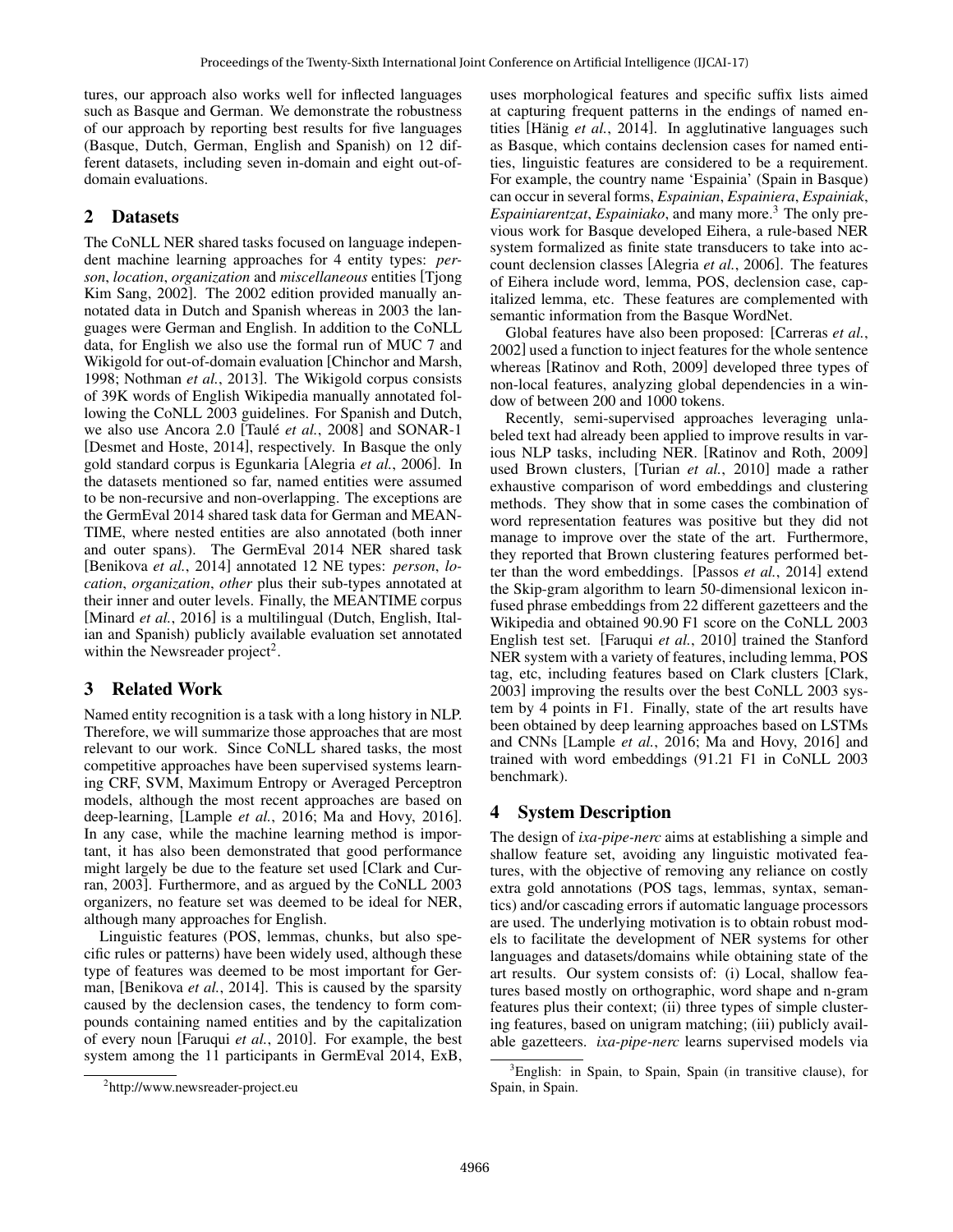tures, our approach also works well for inflected languages such as Basque and German. We demonstrate the robustness of our approach by reporting best results for five languages (Basque, Dutch, German, English and Spanish) on 12 different datasets, including seven in-domain and eight out-of-domain evaluations.

## 2 Datasets

The CoNLL NER shared tasks focused on language independent machine learning approaches for 4 entity types: *person*, *location*, *organization* and *miscellaneous* entities [Tjong Kim Sang, 2002]. The 2002 edition provided manually annotated data in Dutch and Spanish whereas in 2003 the languages were German and English. In addition to the CoNLL data, for English we also use the formal run of MUC 7 and Wikigold for out-of-domain evaluation [Chinchor and Marsh, 1998; Nothman *et al.*, 2013]. The Wikigold corpus consists of 39K words of English Wikipedia manually annotated following the CoNLL 2003 guidelines. For Spanish and Dutch, we also use Ancora 2.0 [Taulé *et al.*, 2008] and SONAR-1 [Desmet and Hoste, 2014], respectively. In Basque the only gold standard corpus is Egunkaria [Alegria *et al.*, 2006]. In the datasets mentioned so far, named entities were assumed to be non-recursive and non-overlapping. The exceptions are the GermEval 2014 shared task data for German and MEANTIME, where nested entities are also annotated (both inner and outer spans). The GermEval 2014 NER shared task [Benikova *et al.*, 2014] annotated 12 NE types: *person*, *location*, *organization*, *other* plus their sub-types annotated at their inner and outer levels. Finally, the MEANTIME corpus [Minard *et al.*, 2016] is a multilingual (Dutch, English, Italian and Spanish) publicly available evaluation set annotated within the Newsreader project[2].

## 3 Related Work

Named entity recognition is a task with a long history in NLP. Therefore, we will summarize those approaches that are most relevant to our work. Since CoNLL shared tasks, the most competitive approaches have been supervised systems learning CRF, SVM, Maximum Entropy or Averaged Perceptron models, although the most recent approaches are based on deep-learning, [Lample *et al.*, 2016; Ma and Hovy, 2016]. In any case, while the machine learning method is important, it has also been demonstrated that good performance might largely be due to the feature set used [Clark and Curran, 2003]. Furthermore, and as argued by the CoNLL 2003 organizers, no feature set was deemed to be ideal for NER, although many approaches for English.

Linguistic features (POS, lemmas, chunks, but also specific rules or patterns) have been widely used, although these type of features was deemed to be most important for German, [Benikova *et al.*, 2014]. This is caused by the sparsity caused by the declension cases, the tendency to form compounds containing named entities and by the capitalization of every noun [Faruqui *et al.*, 2010]. For example, the best system among the 11 participants in GermEval 2014, ExB, uses morphological features and specific suffix lists aimed at capturing frequent patterns in the endings of named entities [Hänig *et al.*, 2014]. In agglutinative languages such as Basque, which contains declension cases for named entities, linguistic features are considered to be a requirement. For example, the country name 'Espainia' (Spain in Basque) can occur in several forms, *Espainian*, *Espainiera*, *Espainiak*, *Espainiarentzat*, *Espainiako*, and many more.[3] The only previous work for Basque developed Eihera, a rule-based NER system formalized as finite state transducers to take into account declension classes [Alegria *et al.*, 2006]. The features of Eihera include word, lemma, POS, declension case, capitalized lemma, etc. These features are complemented with semantic information from the Basque WordNet.

Global features have also been proposed: [Carreras *et al.*, 2002] used a function to inject features for the whole sentence whereas [Ratinov and Roth, 2009] developed three types of non-local features, analyzing global dependencies in a window of between 200 and 1000 tokens.

Recently, semi-supervised approaches leveraging unlabeled text had already been applied to improve results in various NLP tasks, including NER. [Ratinov and Roth, 2009] used Brown clusters, [Turian *et al.*, 2010] made a rather exhaustive comparison of word embeddings and clustering methods. They show that in some cases the combination of word representation features was positive but they did not manage to improve over the state of the art. Furthermore, they reported that Brown clustering features performed better than the word embeddings. [Passos *et al.*, 2014] extend the Skip-gram algorithm to learn 50-dimensional lexicon infused phrase embeddings from 22 different gazetteers and the Wikipedia and obtained 90.90 F1 score on the CoNLL 2003 English test set. [Faruqui *et al.*, 2010] trained the Stanford NER system with a variety of features, including lemma, POS tag, etc, including features based on Clark clusters [Clark, 2003] improving the results over the best CoNLL 2003 system by 4 points in F1. Finally, state of the art results have been obtained by deep learning approaches based on LSTMs and CNNs [Lample *et al.*, 2016; Ma and Hovy, 2016] and trained with word embeddings (91.21 F1 in CoNLL 2003 benchmark).

## 4 System Description

The design of *ixa-pipe-nerc* aims at establishing a simple and shallow feature set, avoiding any linguistic motivated features, with the objective of removing any reliance on costly extra gold annotations (POS tags, lemmas, syntax, semantics) and/or cascading errors if automatic language processors are used. The underlying motivation is to obtain robust models to facilitate the development of NER systems for other languages and datasets/domains while obtaining state of the art results. Our system consists of: (i) Local, shallow features based mostly on orthographic, word shape and n-gram features plus their context; (ii) three types of simple clustering features, based on unigram matching; (iii) publicly available gazetteers. *ixa-pipe-nerc* learns supervised models via

[2] http://www.newsreader-project.eu

[3] English: in Spain, to Spain, Spain (in transitive clause), for Spain, in Spain.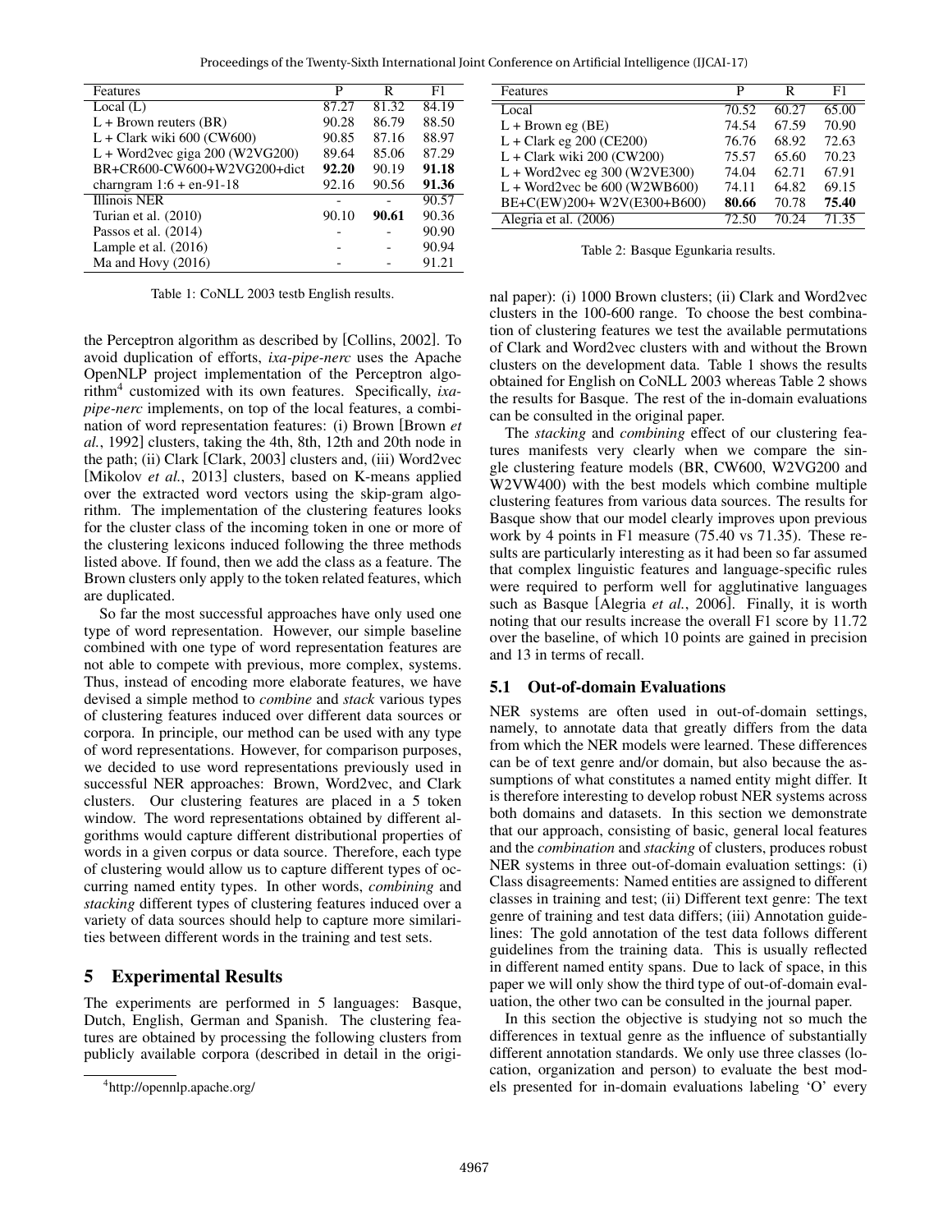| Features | P | R | F1 |
|---|---|---|---|
| Local (L) | 87.27 | 81.32 | 84.19 |
| L + Brown reuters (BR) | 90.28 | 86.79 | 88.50 |
| L + Clark wiki 600 (CW600) | 90.85 | 87.16 | 88.97 |
| L + Word2vec giga 200 (W2VG200) | 89.64 | 85.06 | 87.29 |
| BR+CR600-CW600+W2VG200+dict | **92.20** | 90.19 | **91.18** |
| charngram 1:6 + en-91-18 | 92.16 | 90.56 | **91.36** |
| Illinois NER | - | - | 90.57 |
| Turian et al. (2010) | 90.10 | **90.61** | 90.36 |
| Passos et al. (2014) | - | - | 90.90 |
| Lample et al. (2016) | - | - | 90.94 |
| Ma and Hovy (2016) | - | - | 91.21 |

Table 1: CoNLL 2003 testb English results.

| Features | P | R | F1 |
|---|---|---|---|
| Local | 70.52 | 60.27 | 65.00 |
| L + Brown eg (BE) | 74.54 | 67.59 | 70.90 |
| L + Clark eg 200 (CE200) | 76.76 | 68.92 | 72.63 |
| L + Clark wiki 200 (CW200) | 75.57 | 65.60 | 70.23 |
| L + Word2vec eg 300 (W2VE300) | 74.04 | 62.71 | 67.91 |
| L + Word2vec be 600 (W2WB600) | 74.11 | 64.82 | 69.15 |
| BE+C(EW)200+ W2V(E300+B600) | **80.66** | 70.78 | **75.40** |
| Alegria et al. (2006) | 72.50 | 70.24 | 71.35 |

Table 2: Basque Egunkaria results.

the Perceptron algorithm as described by [Collins, 2002]. To avoid duplication of efforts, *ixa-pipe-nerc* uses the Apache OpenNLP project implementation of the Perceptron algorithm[4] customized with its own features. Specifically, *ixa-pipe-nerc* implements, on top of the local features, a combination of word representation features: (i) Brown [Brown *et al.*, 1992] clusters, taking the 4th, 8th, 12th and 20th node in the path; (ii) Clark [Clark, 2003] clusters and, (iii) Word2vec [Mikolov *et al.*, 2013] clusters, based on K-means applied over the extracted word vectors using the skip-gram algorithm. The implementation of the clustering features looks for the cluster class of the incoming token in one or more of the clustering lexicons induced following the three methods listed above. If found, then we add the class as a feature. The Brown clusters only apply to the token related features, which are duplicated.

So far the most successful approaches have only used one type of word representation. However, our simple baseline combined with one type of word representation features are not able to compete with previous, more complex, systems. Thus, instead of encoding more elaborate features, we have devised a simple method to *combine* and *stack* various types of clustering features induced over different data sources or corpora. In principle, our method can be used with any type of word representations. However, for comparison purposes, we decided to use word representations previously used in successful NER approaches: Brown, Word2vec, and Clark clusters. Our clustering features are placed in a 5 token window. The word representations obtained by different algorithms would capture different distributional properties of words in a given corpus or data source. Therefore, each type of clustering would allow us to capture different types of occurring named entity types. In other words, *combining* and *stacking* different types of clustering features induced over a variety of data sources should help to capture more similarities between different words in the training and test sets.

## 5 Experimental Results

The experiments are performed in 5 languages: Basque, Dutch, English, German and Spanish. The clustering features are obtained by processing the following clusters from publicly available corpora (described in detail in the original paper): (i) 1000 Brown clusters; (ii) Clark and Word2vec clusters in the 100-600 range. To choose the best combination of clustering features we test the available permutations of Clark and Word2vec clusters with and without the Brown clusters on the development data. Table 1 shows the results obtained for English on CoNLL 2003 whereas Table 2 shows the results for Basque. The rest of the in-domain evaluations can be consulted in the original paper.

The *stacking* and *combining* effect of our clustering features manifests very clearly when we compare the single clustering feature models (BR, CW600, W2VG200 and W2VW400) with the best models which combine multiple clustering features from various data sources. The results for Basque show that our model clearly improves upon previous work by 4 points in F1 measure (75.40 vs 71.35). These results are particularly interesting as it had been so far assumed that complex linguistic features and language-specific rules were required to perform well for agglutinative languages such as Basque [Alegria *et al.*, 2006]. Finally, it is worth noting that our results increase the overall F1 score by 11.72 over the baseline, of which 10 points are gained in precision and 13 in terms of recall.

### 5.1 Out-of-domain Evaluations

NER systems are often used in out-of-domain settings, namely, to annotate data that greatly differs from the data from which the NER models were learned. These differences can be of text genre and/or domain, but also because the assumptions of what constitutes a named entity might differ. It is therefore interesting to develop robust NER systems across both domains and datasets. In this section we demonstrate that our approach, consisting of basic, general local features and the *combination* and *stacking* of clusters, produces robust NER systems in three out-of-domain evaluation settings: (i) Class disagreements: Named entities are assigned to different classes in training and test; (ii) Different text genre: The text genre of training and test data differs; (iii) Annotation guidelines: The gold annotation of the test data follows different guidelines from the training data. This is usually reflected in different named entity spans. Due to lack of space, in this paper we will only show the third type of out-of-domain evaluation, the other two can be consulted in the journal paper.

In this section the objective is studying not so much the differences in textual genre as the influence of substantially different annotation standards. We only use three classes (location, organization and person) to evaluate the best models presented for in-domain evaluations labeling 'O' every

[4] http://opennlp.apache.org/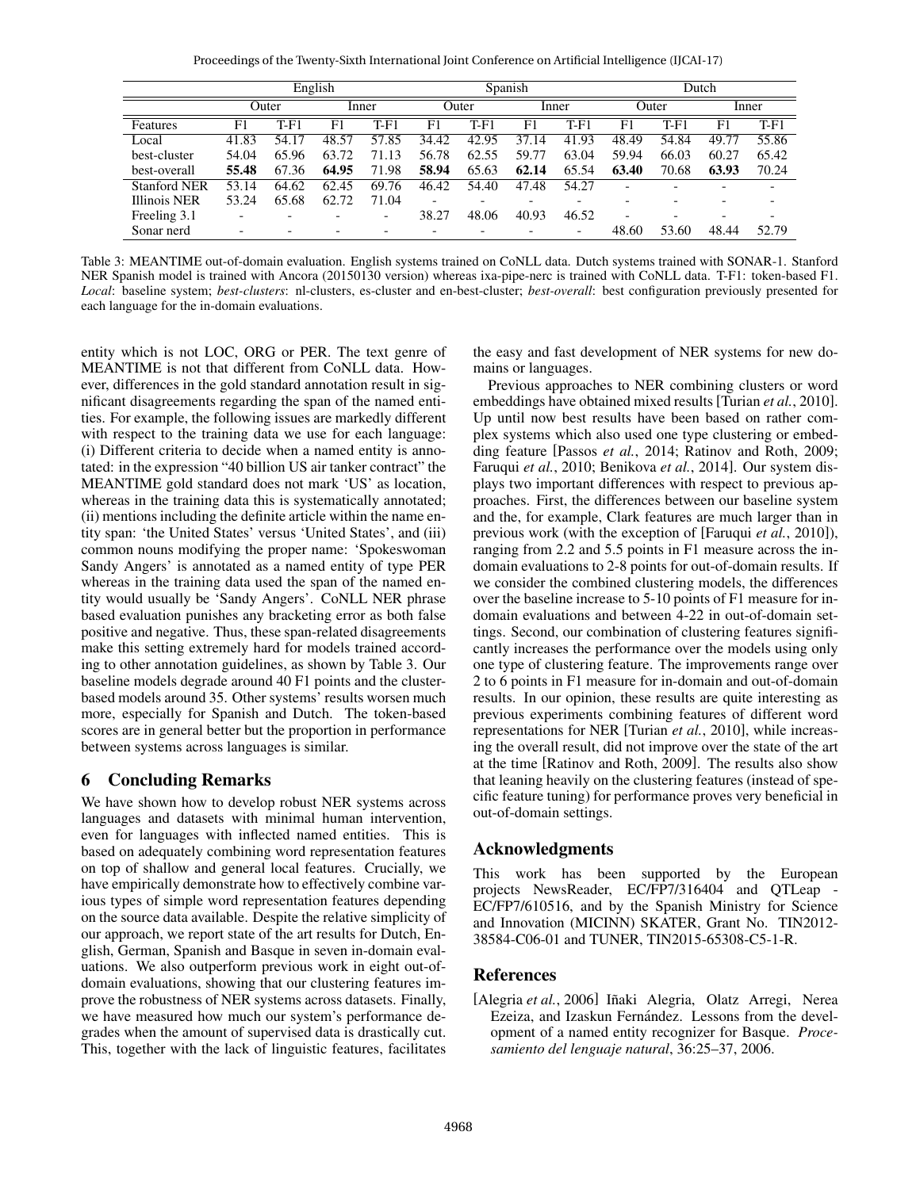| | English | | | | Spanish | | | | Dutch | | | |
|---|---|---|---|---|---|---|---|---|---|---|---|---|
| | Outer | | Inner | | Outer | | Inner | | Outer | | Inner | |
| Features | F1 | T-F1 | F1 | T-F1 | F1 | T-F1 | F1 | T-F1 | F1 | T-F1 | F1 | T-F1 |
| Local | 41.83 | 54.17 | 48.57 | 57.85 | 34.42 | 42.95 | 37.14 | 41.93 | 48.49 | 54.84 | 49.77 | 55.86 |
| best-cluster | 54.04 | 65.96 | 63.72 | 71.13 | 56.78 | 62.55 | 59.77 | 63.04 | 59.94 | 66.03 | 60.27 | 65.42 |
| best-overall | **55.48** | 67.36 | **64.95** | 71.98 | **58.94** | 65.63 | **62.14** | 65.54 | **63.40** | 70.68 | **63.93** | 70.24 |
| Stanford NER | 53.14 | 64.62 | 62.45 | 69.76 | 46.42 | 54.40 | 47.48 | 54.27 | - | - | - | - |
| Illinois NER | 53.24 | 65.68 | 62.72 | 71.04 | - | - | - | - | - | - | - | - |
| Freeling 3.1 | - | - | - | - | 38.27 | 48.06 | 40.93 | 46.52 | - | - | - | - |
| Sonar nerd | - | - | - | - | - | - | - | - | 48.60 | 53.60 | 48.44 | 52.79 |

Table 3: MEANTIME out-of-domain evaluation. English systems trained on CoNLL data. Dutch systems trained with SONAR-1. Stanford NER Spanish model is trained with Ancora (20150130 version) whereas ixa-pipe-nerc is trained with CoNLL data. T-F1: token-based F1. *Local*: baseline system; *best-clusters*: nl-clusters, es-cluster and en-best-cluster; *best-overall*: best configuration previously presented for each language for the in-domain evaluations.

entity which is not LOC, ORG or PER. The text genre of MEANTIME is not that different from CoNLL data. However, differences in the gold standard annotation result in significant disagreements regarding the span of the named entities. For example, the following issues are markedly different with respect to the training data we use for each language: (i) Different criteria to decide when a named entity is annotated: in the expression "40 billion US air tanker contract" the MEANTIME gold standard does not mark 'US' as location, whereas in the training data this is systematically annotated; (ii) mentions including the definite article within the name entity span: 'the United States' versus 'United States', and (iii) common nouns modifying the proper name: 'Spokeswoman Sandy Angers' is annotated as a named entity of type PER whereas in the training data the span of the named entity would usually be 'Sandy Angers'. CoNLL NER phrase based evaluation punishes any bracketing error as both false positive and negative. Thus, these span-related disagreements make this setting extremely hard for models trained according to other annotation guidelines, as shown by Table 3. Our baseline models degrade around 40 F1 points and the cluster-based models around 35. Other systems' results worsen much more, especially for Spanish and Dutch. The token-based scores are in general better but the proportion in performance between systems across languages is similar.

## 6 Concluding Remarks

We have shown how to develop robust NER systems across languages and datasets with minimal human intervention, even for languages with inflected named entities. This is based on adequately combining word representation features on top of shallow and general local features. Crucially, we have empirically demonstrate how to effectively combine various types of simple word representation features depending on the source data available. Despite the relative simplicity of our approach, we report state of the art results for Dutch, English, German, Spanish and Basque in seven in-domain evaluations. We also outperform previous work in eight out-of-domain evaluations, showing that our clustering features improve the robustness of NER systems across datasets. Finally, we have measured how much our system's performance degrades when the amount of supervised data is drastically cut. This, together with the lack of linguistic features, facilitates the easy and fast development of NER systems for new domains or languages.

Previous approaches to NER combining clusters or word embeddings have obtained mixed results [Turian *et al.*, 2010]. Up until now best results have been based on rather complex systems which also used one type clustering or embedding feature [Passos *et al.*, 2014; Ratinov and Roth, 2009; Faruqui *et al.*, 2010; Benikova *et al.*, 2014]. Our system displays two important differences with respect to previous approaches. First, the differences between our baseline system and the, for example, Clark features are much larger than in previous work (with the exception of [Faruqui *et al.*, 2010]), ranging from 2.2 and 5.5 points in F1 measure across the in-domain evaluations to 2-8 points for out-of-domain results. If we consider the combined clustering models, the differences over the baseline increase to 5-10 points of F1 measure for in-domain evaluations and between 4-22 in out-of-domain settings. Second, our combination of clustering features significantly increases the performance over the models using only one type of clustering feature. The improvements range over 2 to 6 points in F1 measure for in-domain and out-of-domain results. In our opinion, these results are quite interesting as previous experiments combining features of different word representations for NER [Turian *et al.*, 2010], while increasing the overall result, did not improve over the state of the art at the time [Ratinov and Roth, 2009]. The results also show that leaning heavily on the clustering features (instead of specific feature tuning) for performance proves very beneficial in out-of-domain settings.

## Acknowledgments

This work has been supported by the European projects NewsReader, EC/FP7/316404 and QTLeap - EC/FP7/610516, and by the Spanish Ministry for Science and Innovation (MICINN) SKATER, Grant No. TIN2012-38584-C06-01 and TUNER, TIN2015-65308-C5-1-R.

## References

[Alegria *et al.*, 2006] Iñaki Alegria, Olatz Arregi, Nerea Ezeiza, and Izaskun Fernández. Lessons from the development of a named entity recognizer for Basque. *Procesamiento del lenguaje natural*, 36:25–37, 2006.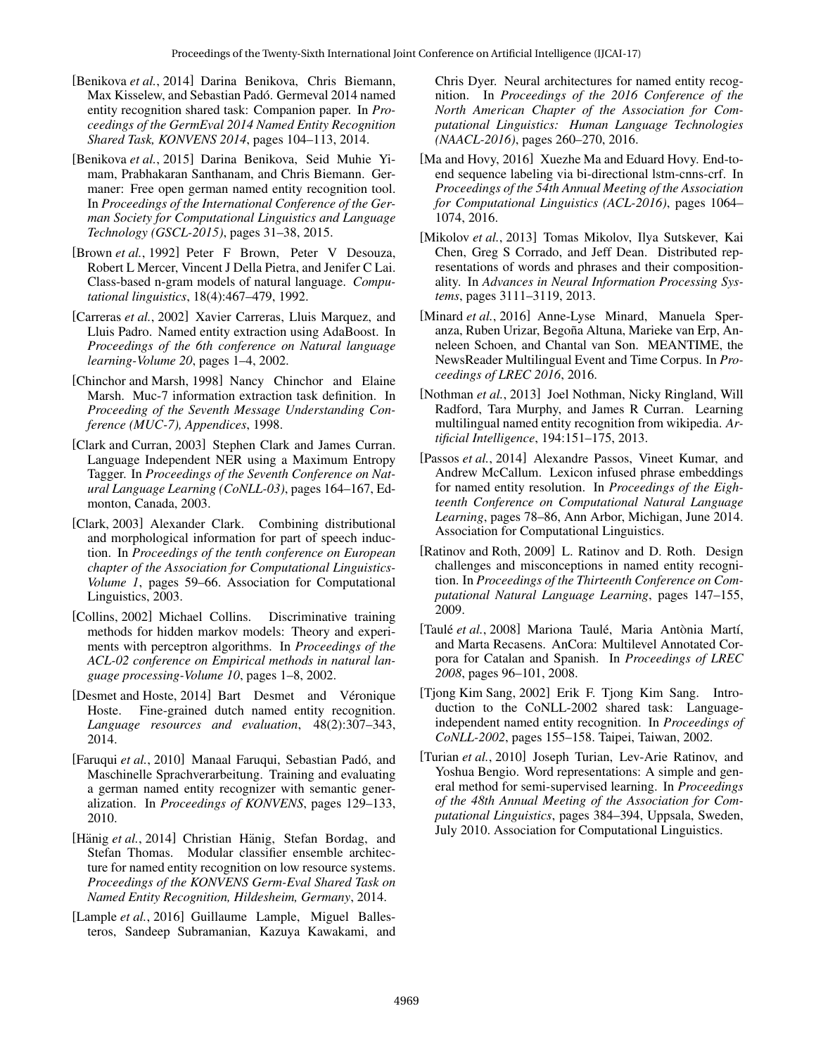[Benikova *et al.*, 2014] Darina Benikova, Chris Biemann, Max Kisselew, and Sebastian Padó. Germeval 2014 named entity recognition shared task: Companion paper. In *Proceedings of the GermEval 2014 Named Entity Recognition Shared Task, KONVENS 2014*, pages 104–113, 2014.

[Benikova *et al.*, 2015] Darina Benikova, Seid Muhie Yimam, Prabhakaran Santhanam, and Chris Biemann. Germaner: Free open german named entity recognition tool. In *Proceedings of the International Conference of the German Society for Computational Linguistics and Language Technology (GSCL-2015)*, pages 31–38, 2015.

[Brown *et al.*, 1992] Peter F Brown, Peter V Desouza, Robert L Mercer, Vincent J Della Pietra, and Jenifer C Lai. Class-based n-gram models of natural language. *Computational linguistics*, 18(4):467–479, 1992.

[Carreras *et al.*, 2002] Xavier Carreras, Lluis Marquez, and Lluis Padro. Named entity extraction using AdaBoost. In *Proceedings of the 6th conference on Natural language learning-Volume 20*, pages 1–4, 2002.

[Chinchor and Marsh, 1998] Nancy Chinchor and Elaine Marsh. Muc-7 information extraction task definition. In *Proceeding of the Seventh Message Understanding Conference (MUC-7), Appendices*, 1998.

[Clark and Curran, 2003] Stephen Clark and James Curran. Language Independent NER using a Maximum Entropy Tagger. In *Proceedings of the Seventh Conference on Natural Language Learning (CoNLL-03)*, pages 164–167, Edmonton, Canada, 2003.

[Clark, 2003] Alexander Clark. Combining distributional and morphological information for part of speech induction. In *Proceedings of the tenth conference on European chapter of the Association for Computational Linguistics-Volume 1*, pages 59–66. Association for Computational Linguistics, 2003.

[Collins, 2002] Michael Collins. Discriminative training methods for hidden markov models: Theory and experiments with perceptron algorithms. In *Proceedings of the ACL-02 conference on Empirical methods in natural language processing-Volume 10*, pages 1–8, 2002.

[Desmet and Hoste, 2014] Bart Desmet and Véronique Hoste. Fine-grained dutch named entity recognition. *Language resources and evaluation*, 48(2):307–343, 2014.

[Faruqui *et al.*, 2010] Manaal Faruqui, Sebastian Padó, and Maschinelle Sprachverarbeitung. Training and evaluating a german named entity recognizer with semantic generalization. In *Proceedings of KONVENS*, pages 129–133, 2010.

[Hänig *et al.*, 2014] Christian Hänig, Stefan Bordag, and Stefan Thomas. Modular classifier ensemble architecture for named entity recognition on low resource systems. *Proceedings of the KONVENS Germ-Eval Shared Task on Named Entity Recognition, Hildesheim, Germany*, 2014.

[Lample *et al.*, 2016] Guillaume Lample, Miguel Ballesteros, Sandeep Subramanian, Kazuya Kawakami, and Chris Dyer. Neural architectures for named entity recognition. In *Proceedings of the 2016 Conference of the North American Chapter of the Association for Computational Linguistics: Human Language Technologies (NAACL-2016)*, pages 260–270, 2016.

[Ma and Hovy, 2016] Xuezhe Ma and Eduard Hovy. End-to-end sequence labeling via bi-directional lstm-cnns-crf. In *Proceedings of the 54th Annual Meeting of the Association for Computational Linguistics (ACL-2016)*, pages 1064–1074, 2016.

[Mikolov *et al.*, 2013] Tomas Mikolov, Ilya Sutskever, Kai Chen, Greg S Corrado, and Jeff Dean. Distributed representations of words and phrases and their compositionality. In *Advances in Neural Information Processing Systems*, pages 3111–3119, 2013.

[Minard *et al.*, 2016] Anne-Lyse Minard, Manuela Speranza, Ruben Urizar, Begoña Altuna, Marieke van Erp, Anneleen Schoen, and Chantal van Son. MEANTIME, the NewsReader Multilingual Event and Time Corpus. In *Proceedings of LREC 2016*, 2016.

[Nothman *et al.*, 2013] Joel Nothman, Nicky Ringland, Will Radford, Tara Murphy, and James R Curran. Learning multilingual named entity recognition from wikipedia. *Artificial Intelligence*, 194:151–175, 2013.

[Passos *et al.*, 2014] Alexandre Passos, Vineet Kumar, and Andrew McCallum. Lexicon infused phrase embeddings for named entity resolution. In *Proceedings of the Eighteenth Conference on Computational Natural Language Learning*, pages 78–86, Ann Arbor, Michigan, June 2014. Association for Computational Linguistics.

[Ratinov and Roth, 2009] L. Ratinov and D. Roth. Design challenges and misconceptions in named entity recognition. In *Proceedings of the Thirteenth Conference on Computational Natural Language Learning*, pages 147–155, 2009.

[Taulé *et al.*, 2008] Mariona Taulé, Maria Antònia Martí, and Marta Recasens. AnCora: Multilevel Annotated Corpora for Catalan and Spanish. In *Proceedings of LREC 2008*, pages 96–101, 2008.

[Tjong Kim Sang, 2002] Erik F. Tjong Kim Sang. Introduction to the CoNLL-2002 shared task: Language-independent named entity recognition. In *Proceedings of CoNLL-2002*, pages 155–158. Taipei, Taiwan, 2002.

[Turian *et al.*, 2010] Joseph Turian, Lev-Arie Ratinov, and Yoshua Bengio. Word representations: A simple and general method for semi-supervised learning. In *Proceedings of the 48th Annual Meeting of the Association for Computational Linguistics*, pages 384–394, Uppsala, Sweden, July 2010. Association for Computational Linguistics.